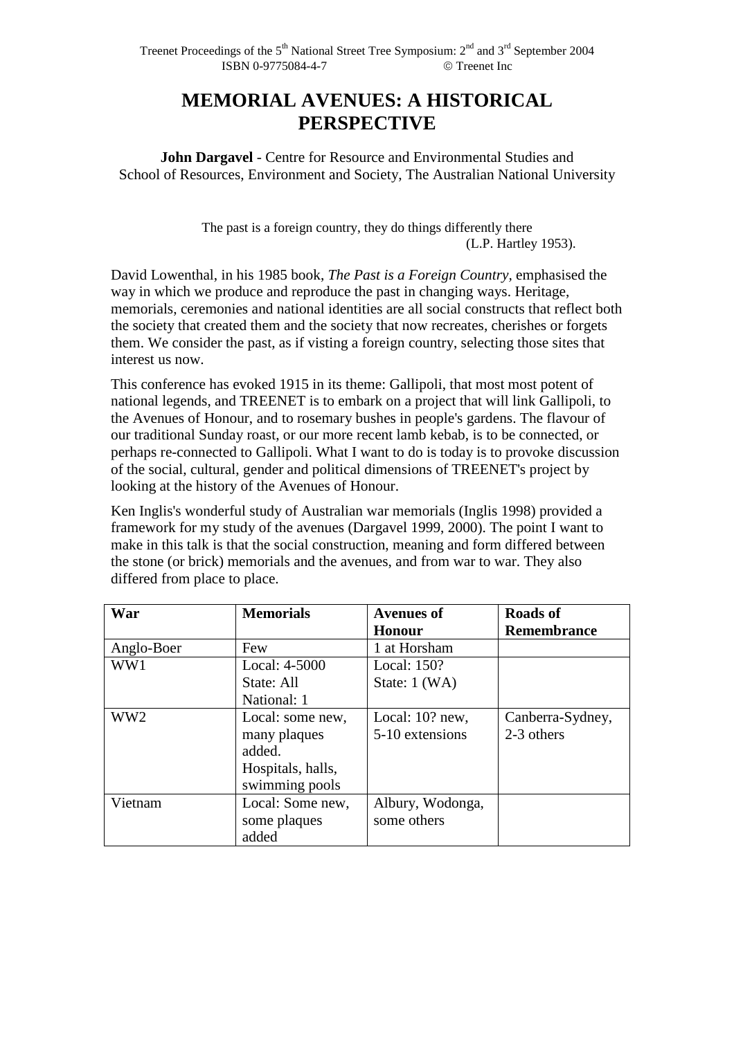# MEMORIAL AVENUES: A HISTORICAL PERSPECTIVE

**John Dargavel** - Centre for Resource and Environmental Studies and School of Resources, Environment and Society, The Australian National University

> The past is a foreign country, they do things differently there
> (L.P. Hartley 1953).

David Lowenthal, in his 1985 book, *The Past is a Foreign Country*, emphasised the way in which we produce and reproduce the past in changing ways. Heritage, memorials, ceremonies and national identities are all social constructs that reflect both the society that created them and the society that now recreates, cherishes or forgets them. We consider the past, as if visting a foreign country, selecting those sites that interest us now.

This conference has evoked 1915 in its theme: Gallipoli, that most most potent of national legends, and TREENET is to embark on a project that will link Gallipoli, to the Avenues of Honour, and to rosemary bushes in people's gardens. The flavour of our traditional Sunday roast, or our more recent lamb kebab, is to be connected, or perhaps re-connected to Gallipoli. What I want to do is today is to provoke discussion of the social, cultural, gender and political dimensions of TREENET's project by looking at the history of the Avenues of Honour.

Ken Inglis's wonderful study of Australian war memorials (Inglis 1998) provided a framework for my study of the avenues (Dargavel 1999, 2000). The point I want to make in this talk is that the social construction, meaning and form differed between the stone (or brick) memorials and the avenues, and from war to war. They also differed from place to place.

| War | Memorials | Avenues of Honour | Roads of Remembrance |
|---|---|---|---|
| Anglo-Boer | Few | 1 at Horsham | |
| WW1 | Local: 4-5000<br>State: All<br>National: 1 | Local: 150?<br>State: 1 (WA) | |
| WW2 | Local: some new, many plaques added.<br>Hospitals, halls, swimming pools | Local: 10? new, 5-10 extensions | Canberra-Sydney, 2-3 others |
| Vietnam | Local: Some new, some plaques added | Albury, Wodonga, some others | |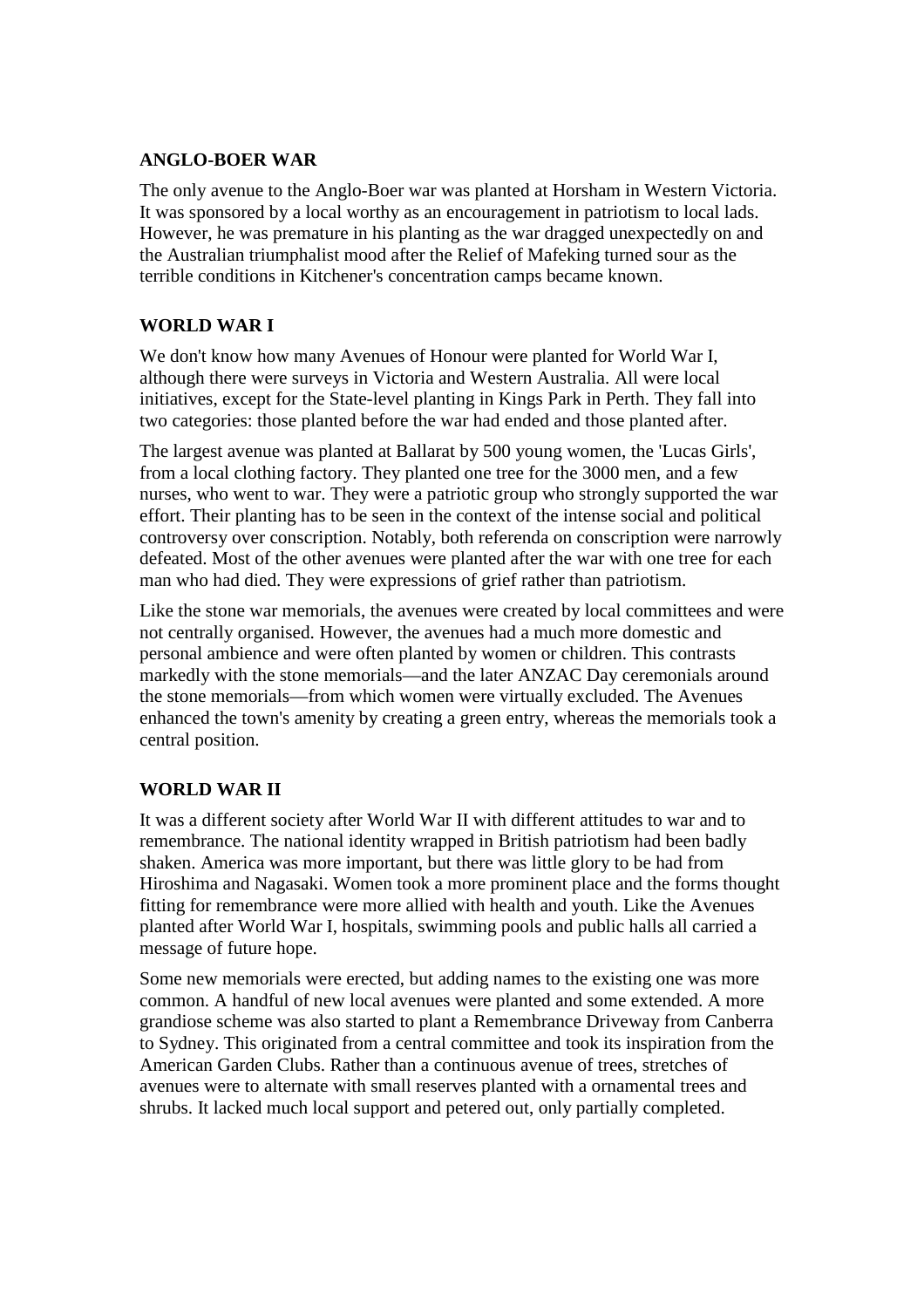## ANGLO-BOER WAR

The only avenue to the Anglo-Boer war was planted at Horsham in Western Victoria. It was sponsored by a local worthy as an encouragement in patriotism to local lads. However, he was premature in his planting as the war dragged unexpectedly on and the Australian triumphalist mood after the Relief of Mafeking turned sour as the terrible conditions in Kitchener's concentration camps became known.

## WORLD WAR I

We don't know how many Avenues of Honour were planted for World War I, although there were surveys in Victoria and Western Australia. All were local initiatives, except for the State-level planting in Kings Park in Perth. They fall into two categories: those planted before the war had ended and those planted after.

The largest avenue was planted at Ballarat by 500 young women, the 'Lucas Girls', from a local clothing factory. They planted one tree for the 3000 men, and a few nurses, who went to war. They were a patriotic group who strongly supported the war effort. Their planting has to be seen in the context of the intense social and political controversy over conscription. Notably, both referenda on conscription were narrowly defeated. Most of the other avenues were planted after the war with one tree for each man who had died. They were expressions of grief rather than patriotism.

Like the stone war memorials, the avenues were created by local committees and were not centrally organised. However, the avenues had a much more domestic and personal ambience and were often planted by women or children. This contrasts markedly with the stone memorials—and the later ANZAC Day ceremonials around the stone memorials—from which women were virtually excluded. The Avenues enhanced the town's amenity by creating a green entry, whereas the memorials took a central position.

## WORLD WAR II

It was a different society after World War II with different attitudes to war and to remembrance. The national identity wrapped in British patriotism had been badly shaken. America was more important, but there was little glory to be had from Hiroshima and Nagasaki. Women took a more prominent place and the forms thought fitting for remembrance were more allied with health and youth. Like the Avenues planted after World War I, hospitals, swimming pools and public halls all carried a message of future hope.

Some new memorials were erected, but adding names to the existing one was more common. A handful of new local avenues were planted and some extended. A more grandiose scheme was also started to plant a Remembrance Driveway from Canberra to Sydney. This originated from a central committee and took its inspiration from the American Garden Clubs. Rather than a continuous avenue of trees, stretches of avenues were to alternate with small reserves planted with a ornamental trees and shrubs. It lacked much local support and petered out, only partially completed.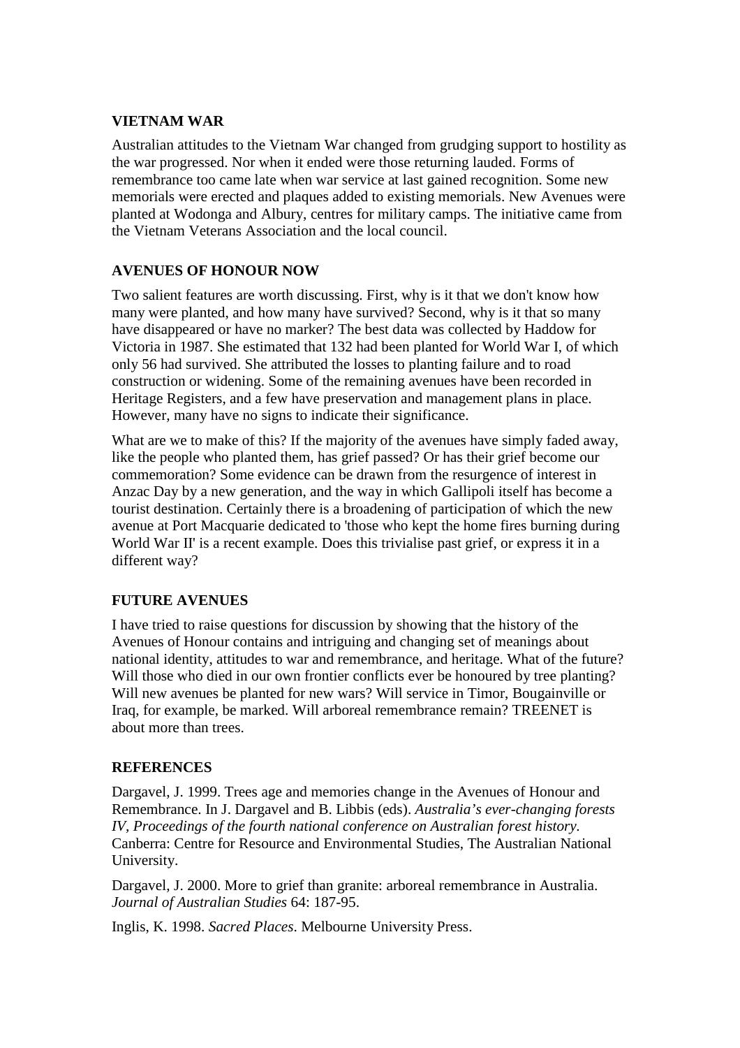## VIETNAM WAR

Australian attitudes to the Vietnam War changed from grudging support to hostility as the war progressed. Nor when it ended were those returning lauded. Forms of remembrance too came late when war service at last gained recognition. Some new memorials were erected and plaques added to existing memorials. New Avenues were planted at Wodonga and Albury, centres for military camps. The initiative came from the Vietnam Veterans Association and the local council.

## AVENUES OF HONOUR NOW

Two salient features are worth discussing. First, why is it that we don't know how many were planted, and how many have survived? Second, why is it that so many have disappeared or have no marker? The best data was collected by Haddow for Victoria in 1987. She estimated that 132 had been planted for World War I, of which only 56 had survived. She attributed the losses to planting failure and to road construction or widening. Some of the remaining avenues have been recorded in Heritage Registers, and a few have preservation and management plans in place. However, many have no signs to indicate their significance.

What are we to make of this? If the majority of the avenues have simply faded away, like the people who planted them, has grief passed? Or has their grief become our commemoration? Some evidence can be drawn from the resurgence of interest in Anzac Day by a new generation, and the way in which Gallipoli itself has become a tourist destination. Certainly there is a broadening of participation of which the new avenue at Port Macquarie dedicated to 'those who kept the home fires burning during World War II' is a recent example. Does this trivialise past grief, or express it in a different way?

## FUTURE AVENUES

I have tried to raise questions for discussion by showing that the history of the Avenues of Honour contains and intriguing and changing set of meanings about national identity, attitudes to war and remembrance, and heritage. What of the future? Will those who died in our own frontier conflicts ever be honoured by tree planting? Will new avenues be planted for new wars? Will service in Timor, Bougainville or Iraq, for example, be marked. Will arboreal remembrance remain? TREENET is about more than trees.

## REFERENCES

Dargavel, J. 1999. Trees age and memories change in the Avenues of Honour and Remembrance. In J. Dargavel and B. Libbis (eds). *Australia's ever-changing forests IV, Proceedings of the fourth national conference on Australian forest history.* Canberra: Centre for Resource and Environmental Studies, The Australian National University.

Dargavel, J. 2000. More to grief than granite: arboreal remembrance in Australia. *Journal of Australian Studies* 64: 187-95.

Inglis, K. 1998. *Sacred Places*. Melbourne University Press.